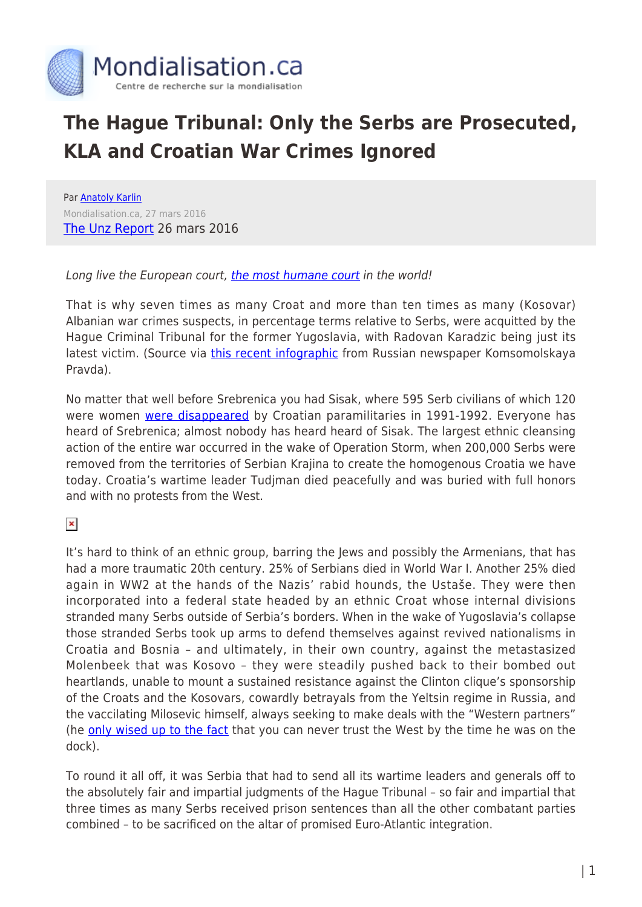Mondialisation.ca
Centre de recherche sur la mondialisation

# The Hague Tribunal: Only the Serbs are Prosecuted, KLA and Croatian War Crimes Ignored

Par Anatoly Karlin
Mondialisation.ca, 27 mars 2016
The Unz Report 26 mars 2016

*Long live the European court, the most humane court in the world!*

That is why seven times as many Croat and more than ten times as many (Kosovar) Albanian war crimes suspects, in percentage terms relative to Serbs, were acquitted by the Hague Criminal Tribunal for the former Yugoslavia, with Radovan Karadzic being just its latest victim. (Source via this recent infographic from Russian newspaper Komsomolskaya Pravda).

No matter that well before Srebrenica you had Sisak, where 595 Serb civilians of which 120 were women were disappeared by Croatian paramilitaries in 1991-1992. Everyone has heard of Srebrenica; almost nobody has heard heard of Sisak. The largest ethnic cleansing action of the entire war occurred in the wake of Operation Storm, when 200,000 Serbs were removed from the territories of Serbian Krajina to create the homogenous Croatia we have today. Croatia's wartime leader Tudjman died peacefully and was buried with full honors and with no protests from the West.

It's hard to think of an ethnic group, barring the Jews and possibly the Armenians, that has had a more traumatic 20th century. 25% of Serbians died in World War I. Another 25% died again in WW2 at the hands of the Nazis' rabid hounds, the Ustaše. They were then incorporated into a federal state headed by an ethnic Croat whose internal divisions stranded many Serbs outside of Serbia's borders. When in the wake of Yugoslavia's collapse those stranded Serbs took up arms to defend themselves against revived nationalisms in Croatia and Bosnia – and ultimately, in their own country, against the metastasized Molenbeek that was Kosovo – they were steadily pushed back to their bombed out heartlands, unable to mount a sustained resistance against the Clinton clique's sponsorship of the Croats and the Kosovars, cowardly betrayals from the Yeltsin regime in Russia, and the vaccilating Milosevic himself, always seeking to make deals with the "Western partners" (he only wised up to the fact that you can never trust the West by the time he was on the dock).

To round it all off, it was Serbia that had to send all its wartime leaders and generals off to the absolutely fair and impartial judgments of the Hague Tribunal – so fair and impartial that three times as many Serbs received prison sentences than all the other combatant parties combined – to be sacrificed on the altar of promised Euro-Atlantic integration.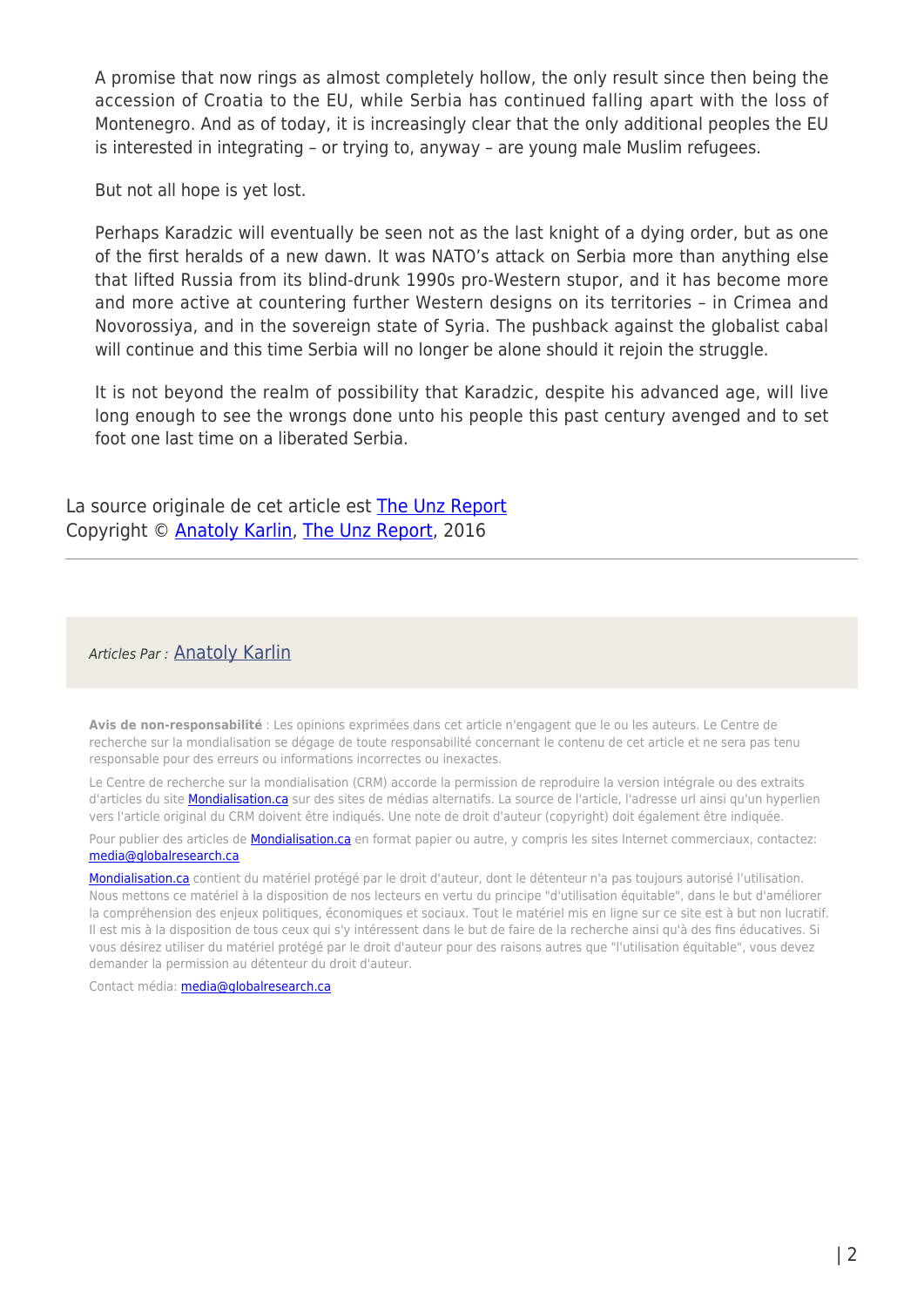A promise that now rings as almost completely hollow, the only result since then being the accession of Croatia to the EU, while Serbia has continued falling apart with the loss of Montenegro. And as of today, it is increasingly clear that the only additional peoples the EU is interested in integrating – or trying to, anyway – are young male Muslim refugees.

But not all hope is yet lost.

Perhaps Karadzic will eventually be seen not as the last knight of a dying order, but as one of the first heralds of a new dawn. It was NATO's attack on Serbia more than anything else that lifted Russia from its blind-drunk 1990s pro-Western stupor, and it has become more and more active at countering further Western designs on its territories – in Crimea and Novorossiya, and in the sovereign state of Syria. The pushback against the globalist cabal will continue and this time Serbia will no longer be alone should it rejoin the struggle.

It is not beyond the realm of possibility that Karadzic, despite his advanced age, will live long enough to see the wrongs done unto his people this past century avenged and to set foot one last time on a liberated Serbia.

La source originale de cet article est The Unz Report
Copyright © Anatoly Karlin, The Unz Report, 2016

---

*Articles Par :* Anatoly Karlin

**Avis de non-responsabilité** : Les opinions exprimées dans cet article n'engagent que le ou les auteurs. Le Centre de recherche sur la mondialisation se dégage de toute responsabilité concernant le contenu de cet article et ne sera pas tenu responsable pour des erreurs ou informations incorrectes ou inexactes.

Le Centre de recherche sur la mondialisation (CRM) accorde la permission de reproduire la version intégrale ou des extraits d'articles du site Mondialisation.ca sur des sites de médias alternatifs. La source de l'article, l'adresse url ainsi qu'un hyperlien vers l'article original du CRM doivent être indiqués. Une note de droit d'auteur (copyright) doit également être indiquée.

Pour publier des articles de Mondialisation.ca en format papier ou autre, y compris les sites Internet commerciaux, contactez: media@globalresearch.ca

Mondialisation.ca contient du matériel protégé par le droit d'auteur, dont le détenteur n'a pas toujours autorisé l'utilisation. Nous mettons ce matériel à la disposition de nos lecteurs en vertu du principe "d'utilisation équitable", dans le but d'améliorer la compréhension des enjeux politiques, économiques et sociaux. Tout le matériel mis en ligne sur ce site est à but non lucratif. Il est mis à la disposition de tous ceux qui s'y intéressent dans le but de faire de la recherche ainsi qu'à des fins éducatives. Si vous désirez utiliser du matériel protégé par le droit d'auteur pour des raisons autres que "l'utilisation équitable", vous devez demander la permission au détenteur du droit d'auteur.

Contact média: media@globalresearch.ca